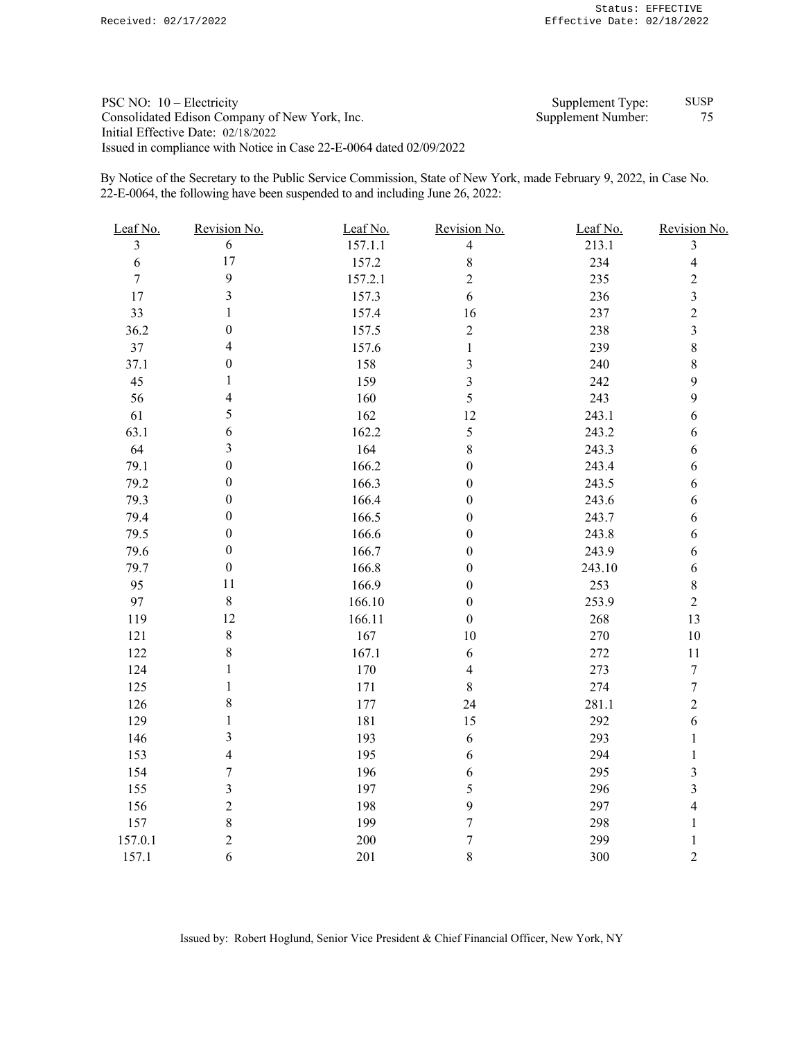Received: 02/17/2022

Status: EFFECTIVE
Effective Date: 02/18/2022

PSC NO: 10 – Electricity
Consolidated Edison Company of New York, Inc.
Initial Effective Date: 02/18/2022
Issued in compliance with Notice in Case 22-E-0064 dated 02/09/2022

Supplement Type: SUSP
Supplement Number: 75

By Notice of the Secretary to the Public Service Commission, State of New York, made February 9, 2022, in Case No. 22-E-0064, the following have been suspended to and including June 26, 2022:

| Leaf No. | Revision No. | Leaf No. | Revision No. | Leaf No. | Revision No. |
|---|---|---|---|---|---|
| 3 | 6 | 157.1.1 | 4 | 213.1 | 3 |
| 6 | 17 | 157.2 | 8 | 234 | 4 |
| 7 | 9 | 157.2.1 | 2 | 235 | 2 |
| 17 | 3 | 157.3 | 6 | 236 | 3 |
| 33 | 1 | 157.4 | 16 | 237 | 2 |
| 36.2 | 0 | 157.5 | 2 | 238 | 3 |
| 37 | 4 | 157.6 | 1 | 239 | 8 |
| 37.1 | 0 | 158 | 3 | 240 | 8 |
| 45 | 1 | 159 | 3 | 242 | 9 |
| 56 | 4 | 160 | 5 | 243 | 9 |
| 61 | 5 | 162 | 12 | 243.1 | 6 |
| 63.1 | 6 | 162.2 | 5 | 243.2 | 6 |
| 64 | 3 | 164 | 8 | 243.3 | 6 |
| 79.1 | 0 | 166.2 | 0 | 243.4 | 6 |
| 79.2 | 0 | 166.3 | 0 | 243.5 | 6 |
| 79.3 | 0 | 166.4 | 0 | 243.6 | 6 |
| 79.4 | 0 | 166.5 | 0 | 243.7 | 6 |
| 79.5 | 0 | 166.6 | 0 | 243.8 | 6 |
| 79.6 | 0 | 166.7 | 0 | 243.9 | 6 |
| 79.7 | 0 | 166.8 | 0 | 243.10 | 6 |
| 95 | 11 | 166.9 | 0 | 253 | 8 |
| 97 | 8 | 166.10 | 0 | 253.9 | 2 |
| 119 | 12 | 166.11 | 0 | 268 | 13 |
| 121 | 8 | 167 | 10 | 270 | 10 |
| 122 | 8 | 167.1 | 6 | 272 | 11 |
| 124 | 1 | 170 | 4 | 273 | 7 |
| 125 | 1 | 171 | 8 | 274 | 7 |
| 126 | 8 | 177 | 24 | 281.1 | 2 |
| 129 | 1 | 181 | 15 | 292 | 6 |
| 146 | 3 | 193 | 6 | 293 | 1 |
| 153 | 4 | 195 | 6 | 294 | 1 |
| 154 | 7 | 196 | 6 | 295 | 3 |
| 155 | 3 | 197 | 5 | 296 | 3 |
| 156 | 2 | 198 | 9 | 297 | 4 |
| 157 | 8 | 199 | 7 | 298 | 1 |
| 157.0.1 | 2 | 200 | 7 | 299 | 1 |
| 157.1 | 6 | 201 | 8 | 300 | 2 |

Issued by: Robert Hoglund, Senior Vice President & Chief Financial Officer, New York, NY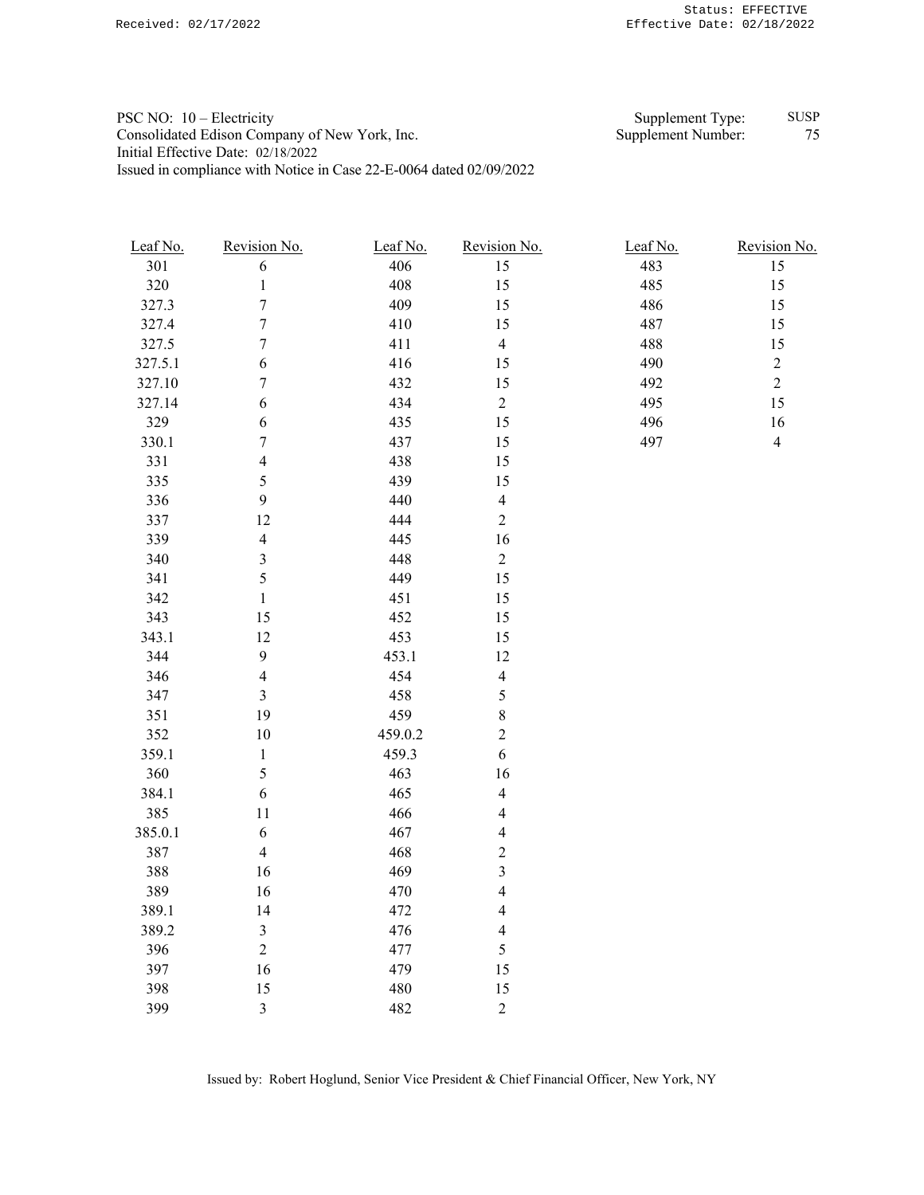PSC NO: 10 – Electricity
Consolidated Edison Company of New York, Inc.
Initial Effective Date: 02/18/2022
Issued in compliance with Notice in Case 22-E-0064 dated 02/09/2022

Supplement Type: SUSP
Supplement Number: 75

| Leaf No. | Revision No. | Leaf No. | Revision No. | Leaf No. | Revision No. |
|---|---|---|---|---|---|
| 301 | 6 | 406 | 15 | 483 | 15 |
| 320 | 1 | 408 | 15 | 485 | 15 |
| 327.3 | 7 | 409 | 15 | 486 | 15 |
| 327.4 | 7 | 410 | 15 | 487 | 15 |
| 327.5 | 7 | 411 | 4 | 488 | 15 |
| 327.5.1 | 6 | 416 | 15 | 490 | 2 |
| 327.10 | 7 | 432 | 15 | 492 | 2 |
| 327.14 | 6 | 434 | 2 | 495 | 15 |
| 329 | 6 | 435 | 15 | 496 | 16 |
| 330.1 | 7 | 437 | 15 | 497 | 4 |
| 331 | 4 | 438 | 15 | | |
| 335 | 5 | 439 | 15 | | |
| 336 | 9 | 440 | 4 | | |
| 337 | 12 | 444 | 2 | | |
| 339 | 4 | 445 | 16 | | |
| 340 | 3 | 448 | 2 | | |
| 341 | 5 | 449 | 15 | | |
| 342 | 1 | 451 | 15 | | |
| 343 | 15 | 452 | 15 | | |
| 343.1 | 12 | 453 | 15 | | |
| 344 | 9 | 453.1 | 12 | | |
| 346 | 4 | 454 | 4 | | |
| 347 | 3 | 458 | 5 | | |
| 351 | 19 | 459 | 8 | | |
| 352 | 10 | 459.0.2 | 2 | | |
| 359.1 | 1 | 459.3 | 6 | | |
| 360 | 5 | 463 | 16 | | |
| 384.1 | 6 | 465 | 4 | | |
| 385 | 11 | 466 | 4 | | |
| 385.0.1 | 6 | 467 | 4 | | |
| 387 | 4 | 468 | 2 | | |
| 388 | 16 | 469 | 3 | | |
| 389 | 16 | 470 | 4 | | |
| 389.1 | 14 | 472 | 4 | | |
| 389.2 | 3 | 476 | 4 | | |
| 396 | 2 | 477 | 5 | | |
| 397 | 16 | 479 | 15 | | |
| 398 | 15 | 480 | 15 | | |
| 399 | 3 | 482 | 2 | | |

Issued by: Robert Hoglund, Senior Vice President & Chief Financial Officer, New York, NY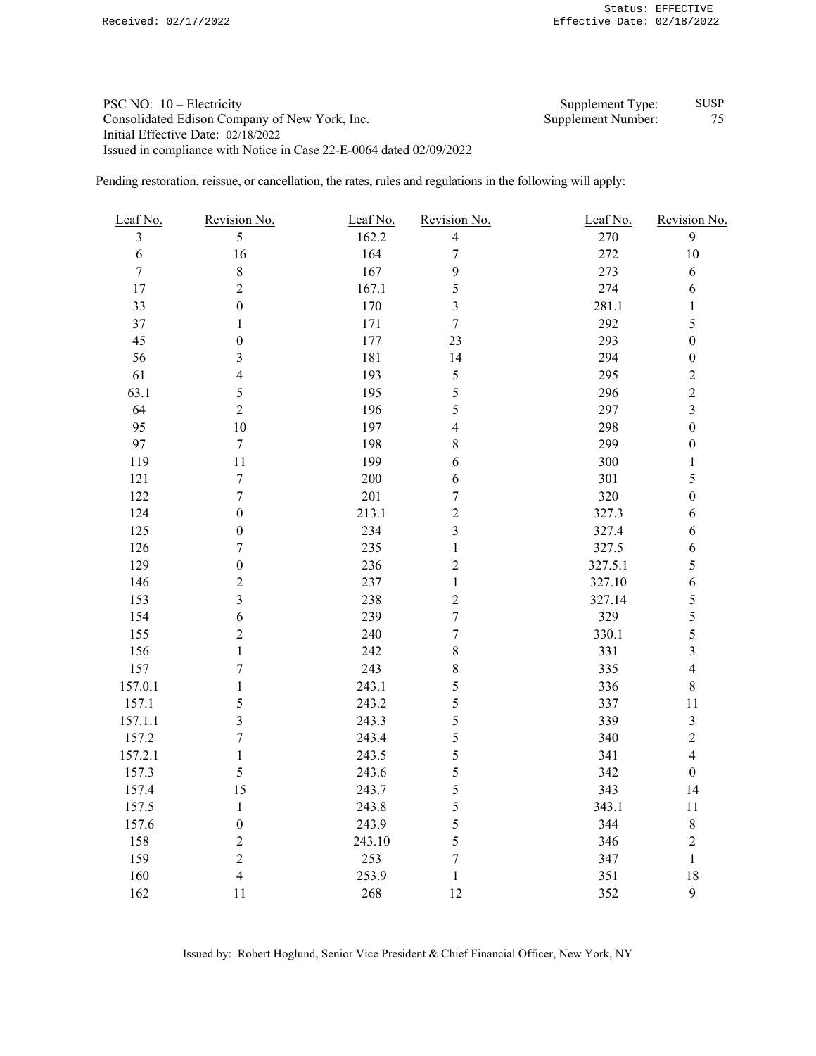Received: 02/17/2022

Status: EFFECTIVE
Effective Date: 02/18/2022

PSC NO: 10 – Electricity
Consolidated Edison Company of New York, Inc.
Initial Effective Date: 02/18/2022
Issued in compliance with Notice in Case 22-E-0064 dated 02/09/2022

Supplement Type: SUSP
Supplement Number: 75

Pending restoration, reissue, or cancellation, the rates, rules and regulations in the following will apply:

| Leaf No. | Revision No. | Leaf No. | Revision No. | Leaf No. | Revision No. |
|---|---|---|---|---|---|
| 3 | 5 | 162.2 | 4 | 270 | 9 |
| 6 | 16 | 164 | 7 | 272 | 10 |
| 7 | 8 | 167 | 9 | 273 | 6 |
| 17 | 2 | 167.1 | 5 | 274 | 6 |
| 33 | 0 | 170 | 3 | 281.1 | 1 |
| 37 | 1 | 171 | 7 | 292 | 5 |
| 45 | 0 | 177 | 23 | 293 | 0 |
| 56 | 3 | 181 | 14 | 294 | 0 |
| 61 | 4 | 193 | 5 | 295 | 2 |
| 63.1 | 5 | 195 | 5 | 296 | 2 |
| 64 | 2 | 196 | 5 | 297 | 3 |
| 95 | 10 | 197 | 4 | 298 | 0 |
| 97 | 7 | 198 | 8 | 299 | 0 |
| 119 | 11 | 199 | 6 | 300 | 1 |
| 121 | 7 | 200 | 6 | 301 | 5 |
| 122 | 7 | 201 | 7 | 320 | 0 |
| 124 | 0 | 213.1 | 2 | 327.3 | 6 |
| 125 | 0 | 234 | 3 | 327.4 | 6 |
| 126 | 7 | 235 | 1 | 327.5 | 6 |
| 129 | 0 | 236 | 2 | 327.5.1 | 5 |
| 146 | 2 | 237 | 1 | 327.10 | 6 |
| 153 | 3 | 238 | 2 | 327.14 | 5 |
| 154 | 6 | 239 | 7 | 329 | 5 |
| 155 | 2 | 240 | 7 | 330.1 | 5 |
| 156 | 1 | 242 | 8 | 331 | 3 |
| 157 | 7 | 243 | 8 | 335 | 4 |
| 157.0.1 | 1 | 243.1 | 5 | 336 | 8 |
| 157.1 | 5 | 243.2 | 5 | 337 | 11 |
| 157.1.1 | 3 | 243.3 | 5 | 339 | 3 |
| 157.2 | 7 | 243.4 | 5 | 340 | 2 |
| 157.2.1 | 1 | 243.5 | 5 | 341 | 4 |
| 157.3 | 5 | 243.6 | 5 | 342 | 0 |
| 157.4 | 15 | 243.7 | 5 | 343 | 14 |
| 157.5 | 1 | 243.8 | 5 | 343.1 | 11 |
| 157.6 | 0 | 243.9 | 5 | 344 | 8 |
| 158 | 2 | 243.10 | 5 | 346 | 2 |
| 159 | 2 | 253 | 7 | 347 | 1 |
| 160 | 4 | 253.9 | 1 | 351 | 18 |
| 162 | 11 | 268 | 12 | 352 | 9 |

Issued by: Robert Hoglund, Senior Vice President & Chief Financial Officer, New York, NY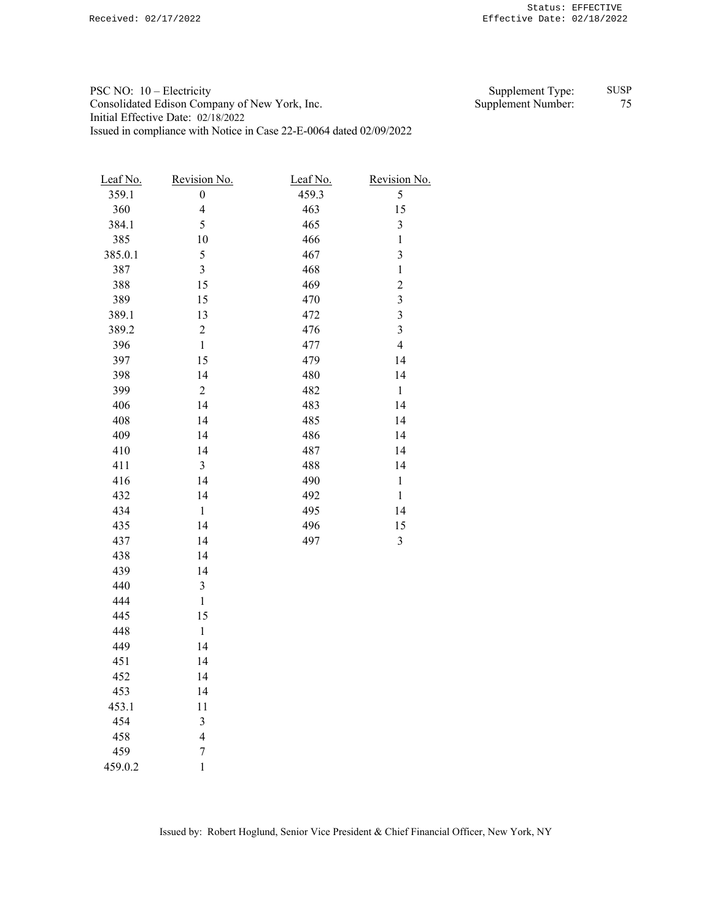PSC NO: 10 – Electricity
Consolidated Edison Company of New York, Inc.
Initial Effective Date: 02/18/2022
Issued in compliance with Notice in Case 22-E-0064 dated 02/09/2022

Supplement Type: SUSP
Supplement Number: 75

| Leaf No. | Revision No. | Leaf No. | Revision No. |
|---|---|---|---|
| 359.1 | 0 | 459.3 | 5 |
| 360 | 4 | 463 | 15 |
| 384.1 | 5 | 465 | 3 |
| 385 | 10 | 466 | 1 |
| 385.0.1 | 5 | 467 | 3 |
| 387 | 3 | 468 | 1 |
| 388 | 15 | 469 | 2 |
| 389 | 15 | 470 | 3 |
| 389.1 | 13 | 472 | 3 |
| 389.2 | 2 | 476 | 3 |
| 396 | 1 | 477 | 4 |
| 397 | 15 | 479 | 14 |
| 398 | 14 | 480 | 14 |
| 399 | 2 | 482 | 1 |
| 406 | 14 | 483 | 14 |
| 408 | 14 | 485 | 14 |
| 409 | 14 | 486 | 14 |
| 410 | 14 | 487 | 14 |
| 411 | 3 | 488 | 14 |
| 416 | 14 | 490 | 1 |
| 432 | 14 | 492 | 1 |
| 434 | 1 | 495 | 14 |
| 435 | 14 | 496 | 15 |
| 437 | 14 | 497 | 3 |
| 438 | 14 | | |
| 439 | 14 | | |
| 440 | 3 | | |
| 444 | 1 | | |
| 445 | 15 | | |
| 448 | 1 | | |
| 449 | 14 | | |
| 451 | 14 | | |
| 452 | 14 | | |
| 453 | 14 | | |
| 453.1 | 11 | | |
| 454 | 3 | | |
| 458 | 4 | | |
| 459 | 7 | | |
| 459.0.2 | 1 | | |

Issued by: Robert Hoglund, Senior Vice President & Chief Financial Officer, New York, NY